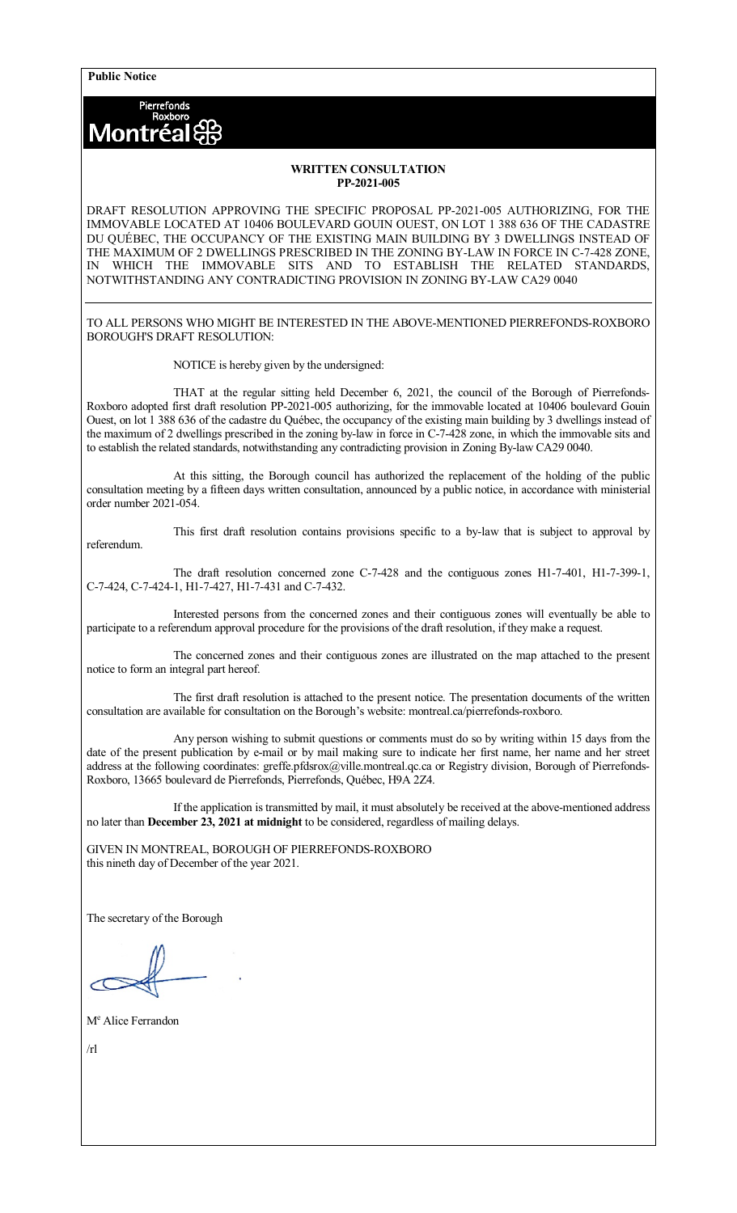**Public Notice**

Pierrefonds
Roxboro
Montréal

### WRITTEN CONSULTATION
### PP-2021-005

DRAFT RESOLUTION APPROVING THE SPECIFIC PROPOSAL PP-2021-005 AUTHORIZING, FOR THE IMMOVABLE LOCATED AT 10406 BOULEVARD GOUIN OUEST, ON LOT 1 388 636 OF THE CADASTRE DU QUÉBEC, THE OCCUPANCY OF THE EXISTING MAIN BUILDING BY 3 DWELLINGS INSTEAD OF THE MAXIMUM OF 2 DWELLINGS PRESCRIBED IN THE ZONING BY-LAW IN FORCE IN C-7-428 ZONE, IN WHICH THE IMMOVABLE SITS AND TO ESTABLISH THE RELATED STANDARDS, NOTWITHSTANDING ANY CONTRADICTING PROVISION IN ZONING BY-LAW CA29 0040

---

TO ALL PERSONS WHO MIGHT BE INTERESTED IN THE ABOVE-MENTIONED PIERREFONDS-ROXBORO BOROUGH'S DRAFT RESOLUTION:

NOTICE is hereby given by the undersigned:

THAT at the regular sitting held December 6, 2021, the council of the Borough of Pierrefonds-Roxboro adopted first draft resolution PP-2021-005 authorizing, for the immovable located at 10406 boulevard Gouin Ouest, on lot 1 388 636 of the cadastre du Québec, the occupancy of the existing main building by 3 dwellings instead of the maximum of 2 dwellings prescribed in the zoning by-law in force in C-7-428 zone, in which the immovable sits and to establish the related standards, notwithstanding any contradicting provision in Zoning By-law CA29 0040.

At this sitting, the Borough council has authorized the replacement of the holding of the public consultation meeting by a fifteen days written consultation, announced by a public notice, in accordance with ministerial order number 2021-054.

This first draft resolution contains provisions specific to a by-law that is subject to approval by referendum.

The draft resolution concerned zone C-7-428 and the contiguous zones H1-7-401, H1-7-399-1, C-7-424, C-7-424-1, H1-7-427, H1-7-431 and C-7-432.

Interested persons from the concerned zones and their contiguous zones will eventually be able to participate to a referendum approval procedure for the provisions of the draft resolution, if they make a request.

The concerned zones and their contiguous zones are illustrated on the map attached to the present notice to form an integral part hereof.

The first draft resolution is attached to the present notice. The presentation documents of the written consultation are available for consultation on the Borough's website: montreal.ca/pierrefonds-roxboro.

Any person wishing to submit questions or comments must do so by writing within 15 days from the date of the present publication by e-mail or by mail making sure to indicate her first name, her name and her street address at the following coordinates: greffe.pfdsrox@ville.montreal.qc.ca or Registry division, Borough of Pierrefonds-Roxboro, 13665 boulevard de Pierrefonds, Pierrefonds, Québec, H9A 2Z4.

If the application is transmitted by mail, it must absolutely be received at the above-mentioned address no later than **December 23, 2021 at midnight** to be considered, regardless of mailing delays.

GIVEN IN MONTREAL, BOROUGH OF PIERREFONDS-ROXBORO
this nineth day of December of the year 2021.

The secretary of the Borough

Me Alice Ferrandon

/rl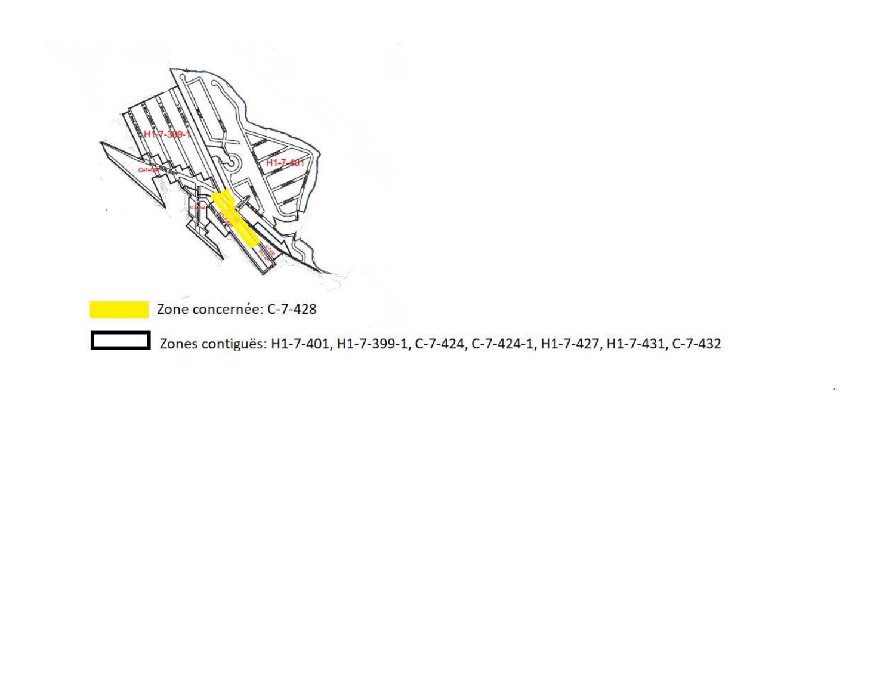Zone concernée: C-7-428

Zones contiguës: H1-7-401, H1-7-399-1, C-7-424, C-7-424-1, H1-7-427, H1-7-431, C-7-432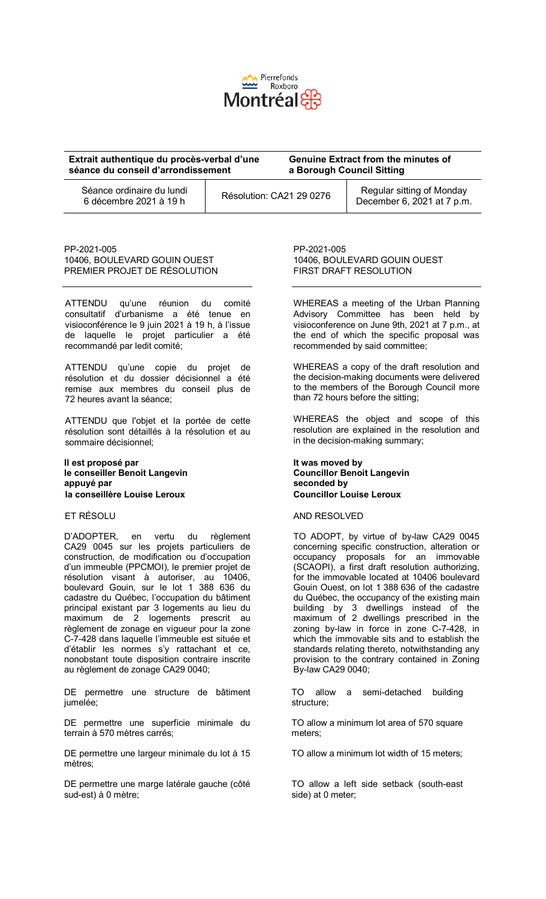Pierrefonds Roxboro Montréal

| Extrait authentique du procès-verbal d'une séance du conseil d'arrondissement | | Genuine Extract from the minutes of a Borough Council Sitting |
|---|---|---|
| Séance ordinaire du lundi 6 décembre 2021 à 19 h | Résolution: CA21 29 0276 | Regular sitting of Monday December 6, 2021 at 7 p.m. |

PP-2021-005
10406, BOULEVARD GOUIN OUEST
PREMIER PROJET DE RÉSOLUTION

ATTENDU qu'une réunion du comité consultatif d'urbanisme a été tenue en visioconférence le 9 juin 2021 à 19 h, à l'issue de laquelle le projet particulier a été recommandé par ledit comité;

ATTENDU qu'une copie du projet de résolution et du dossier décisionnel a été remise aux membres du conseil plus de 72 heures avant la séance;

ATTENDU que l'objet et la portée de cette résolution sont détaillés à la résolution et au sommaire décisionnel;

**Il est proposé par**
**le conseiller Benoit Langevin**
**appuyé par**
**la conseillère Louise Leroux**

ET RÉSOLU

D'ADOPTER, en vertu du règlement CA29 0045 sur les projets particuliers de construction, de modification ou d'occupation d'un immeuble (PPCMOI), le premier projet de résolution visant à autoriser, au 10406, boulevard Gouin, sur le lot 1 388 636 du cadastre du Québec, l'occupation du bâtiment principal existant par 3 logements au lieu du maximum de 2 logements prescrit au règlement de zonage en vigueur pour la zone C-7-428 dans laquelle l'immeuble est située et d'établir les normes s'y rattachant et ce, nonobstant toute disposition contraire inscrite au règlement de zonage CA29 0040;

DE permettre une structure de bâtiment jumelée;

DE permettre une superficie minimale du terrain à 570 mètres carrés;

DE permettre une largeur minimale du lot à 15 mètres;

DE permettre une marge latérale gauche (côté sud-est) à 0 mètre;

PP-2021-005
10406, BOULEVARD GOUIN OUEST
FIRST DRAFT RESOLUTION

WHEREAS a meeting of the Urban Planning Advisory Committee has been held by visioconference on June 9th, 2021 at 7 p.m., at the end of which the specific proposal was recommended by said committee;

WHEREAS a copy of the draft resolution and the decision-making documents were delivered to the members of the Borough Council more than 72 hours before the sitting;

WHEREAS the object and scope of this resolution are explained in the resolution and in the decision-making summary;

**It was moved by**
**Councillor Benoit Langevin**
**seconded by**
**Councillor Louise Leroux**

AND RESOLVED

TO ADOPT, by virtue of by-law CA29 0045 concerning specific construction, alteration or occupancy proposals for an immovable (SCAOPI), a first draft resolution authorizing, for the immovable located at 10406 boulevard Gouin Ouest, on lot 1 388 636 of the cadastre du Québec, the occupancy of the existing main building by 3 dwellings instead of the maximum of 2 dwellings prescribed in the zoning by-law in force in zone C-7-428, in which the immovable sits and to establish the standards relating thereto, notwithstanding any provision to the contrary contained in Zoning By-law CA29 0040;

TO allow a semi-detached building structure;

TO allow a minimum lot area of 570 square meters;

TO allow a minimum lot width of 15 meters;

TO allow a left side setback (south-east side) at 0 meter;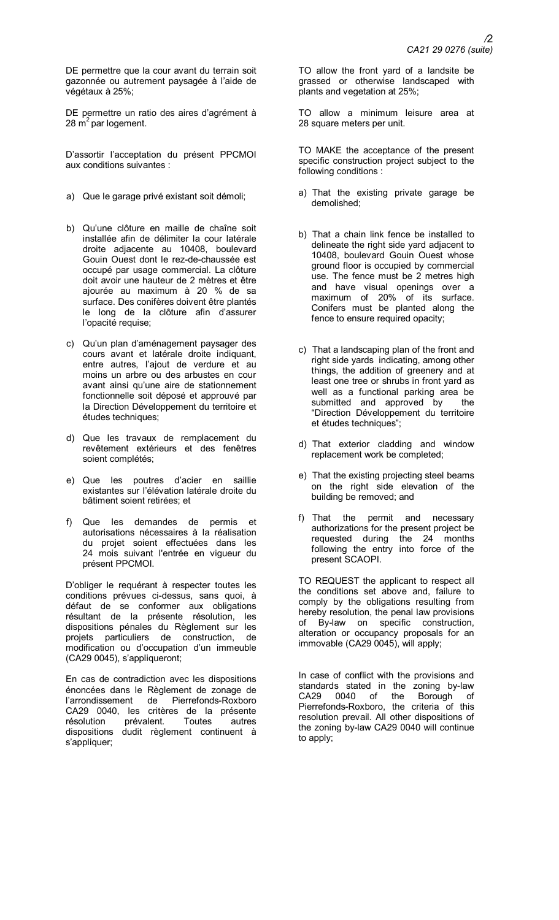DE permettre que la cour avant du terrain soit gazonnée ou autrement paysagée à l'aide de végétaux à 25%;

DE permettre un ratio des aires d'agrément à 28 $m^2$ par logement.

D'assortir l'acceptation du présent PPCMOI aux conditions suivantes :

a) Que le garage privé existant soit démoli;

b) Qu'une clôture en maille de chaîne soit installée afin de délimiter la cour latérale droite adjacente au 10408, boulevard Gouin Ouest dont le rez-de-chaussée est occupé par usage commercial. La clôture doit avoir une hauteur de 2 mètres et être ajourée au maximum à 20 % de sa surface. Des conifères doivent être plantés le long de la clôture afin d'assurer l'opacité requise;

c) Qu'un plan d'aménagement paysager des cours avant et latérale droite indiquant, entre autres, l'ajout de verdure et au moins un arbre ou des arbustes en cour avant ainsi qu'une aire de stationnement fonctionnelle soit déposé et approuvé par la Direction Développement du territoire et études techniques;

d) Que les travaux de remplacement du revêtement extérieurs et des fenêtres soient complétés;

e) Que les poutres d'acier en saillie existantes sur l'élévation latérale droite du bâtiment soient retirées; et

f) Que les demandes de permis et autorisations nécessaires à la réalisation du projet soient effectuées dans les 24 mois suivant l'entrée en vigueur du présent PPCMOI.

D'obliger le requérant à respecter toutes les conditions prévues ci-dessus, sans quoi, à défaut de se conformer aux obligations résultant de la présente résolution, les dispositions pénales du Règlement sur les projets particuliers de construction, de modification ou d'occupation d'un immeuble (CA29 0045), s'appliqueront;

En cas de contradiction avec les dispositions énoncées dans le Règlement de zonage de l'arrondissement de Pierrefonds-Roxboro CA29 0040, les critères de la présente résolution prévalent. Toutes autres dispositions dudit règlement continuent à s'appliquer;

TO allow the front yard of a landsite be grassed or otherwise landscaped with plants and vegetation at 25%;

TO allow a minimum leisure area at 28 square meters per unit.

TO MAKE the acceptance of the present specific construction project subject to the following conditions :

a) That the existing private garage be demolished;

b) That a chain link fence be installed to delineate the right side yard adjacent to 10408, boulevard Gouin Ouest whose ground floor is occupied by commercial use. The fence must be 2 metres high and have visual openings over a maximum of 20% of its surface. Conifers must be planted along the fence to ensure required opacity;

c) That a landscaping plan of the front and right side yards indicating, among other things, the addition of greenery and at least one tree or shrubs in front yard as well as a functional parking area be submitted and approved by the "Direction Développement du territoire et études techniques";

d) That exterior cladding and window replacement work be completed;

e) That the existing projecting steel beams on the right side elevation of the building be removed; and

f) That the permit and necessary authorizations for the present project be requested during the 24 months following the entry into force of the present SCAOPI.

TO REQUEST the applicant to respect all the conditions set above and, failure to comply by the obligations resulting from hereby resolution, the penal law provisions of By-law on specific construction, alteration or occupancy proposals for an immovable (CA29 0045), will apply;

In case of conflict with the provisions and standards stated in the zoning by-law CA29 0040 of the Borough of Pierrefonds-Roxboro, the criteria of this resolution prevail. All other dispositions of the zoning by-law CA29 0040 will continue to apply;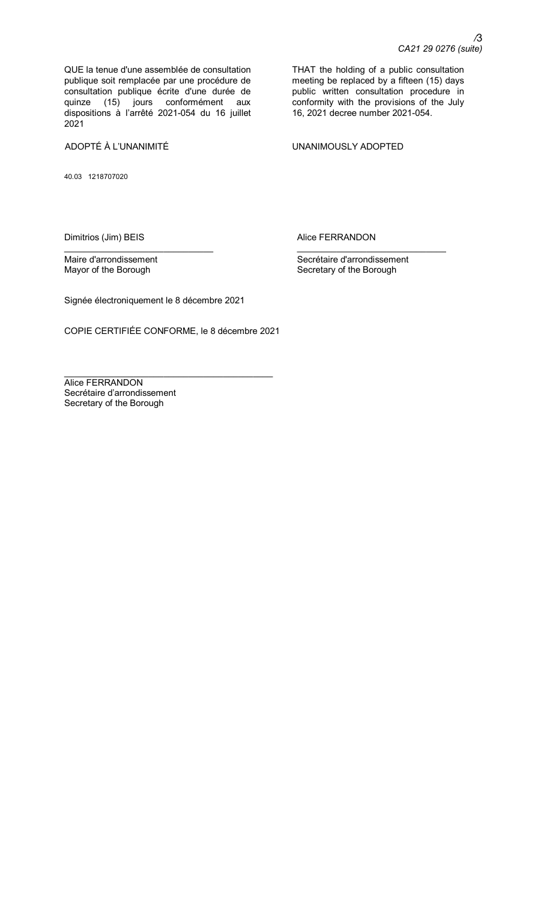QUE la tenue d'une assemblée de consultation publique soit remplacée par une procédure de consultation publique écrite d'une durée de quinze (15) jours conformément aux dispositions à l'arrêté 2021-054 du 16 juillet 2021

THAT the holding of a public consultation meeting be replaced by a fifteen (15) days public written consultation procedure in conformity with the provisions of the July 16, 2021 decree number 2021-054.

ADOPTÉ À L'UNANIMITÉ

UNANIMOUSLY ADOPTED

40.03 1218707020

Dimitrios (Jim) BEIS
______________________________
Maire d'arrondissement
Mayor of the Borough

Alice FERRANDON
______________________________
Secrétaire d'arrondissement
Secretary of the Borough

Signée électroniquement le 8 décembre 2021

COPIE CERTIFIÉE CONFORME, le 8 décembre 2021

______________________________
Alice FERRANDON
Secrétaire d'arrondissement
Secretary of the Borough